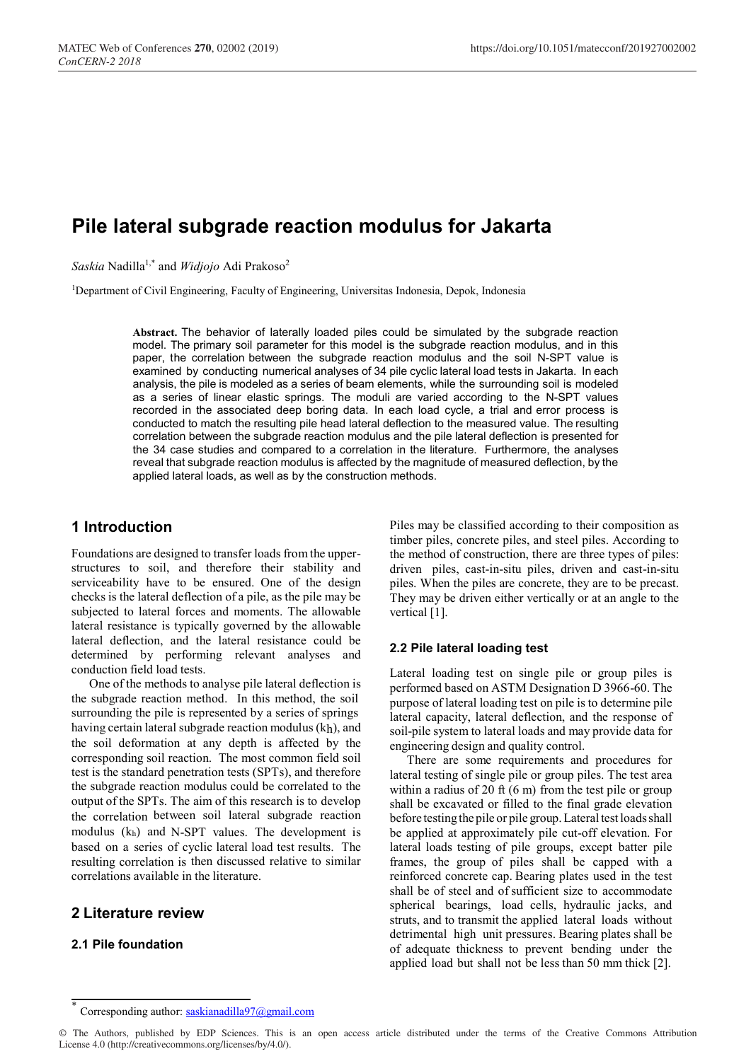# Pile lateral subgrade reaction modulus for Jakarta

*Saskia* Nadilla[1,*] and *Widjojo* Adi Prakoso[2]

[1]Department of Civil Engineering, Faculty of Engineering, Universitas Indonesia, Depok, Indonesia

**Abstract.** The behavior of laterally loaded piles could be simulated by the subgrade reaction model. The primary soil parameter for this model is the subgrade reaction modulus, and in this paper, the correlation between the subgrade reaction modulus and the soil N-SPT value is examined by conducting numerical analyses of 34 pile cyclic lateral load tests in Jakarta. In each analysis, the pile is modeled as a series of beam elements, while the surrounding soil is modeled as a series of linear elastic springs. The moduli are varied according to the N-SPT values recorded in the associated deep boring data. In each load cycle, a trial and error process is conducted to match the resulting pile head lateral deflection to the measured value. The resulting correlation between the subgrade reaction modulus and the pile lateral deflection is presented for the 34 case studies and compared to a correlation in the literature. Furthermore, the analyses reveal that subgrade reaction modulus is affected by the magnitude of measured deflection, by the applied lateral loads, as well as by the construction methods.

## 1 Introduction

Foundations are designed to transfer loads from the upper-structures to soil, and therefore their stability and serviceability have to be ensured. One of the design checks is the lateral deflection of a pile, as the pile may be subjected to lateral forces and moments. The allowable lateral resistance is typically governed by the allowable lateral deflection, and the lateral resistance could be determined by performing relevant analyses and conduction field load tests.

One of the methods to analyse pile lateral deflection is the subgrade reaction method. In this method, the soil surrounding the pile is represented by a series of springs having certain lateral subgrade reaction modulus ($k_h$), and the soil deformation at any depth is affected by the corresponding soil reaction. The most common field soil test is the standard penetration tests (SPTs), and therefore the subgrade reaction modulus could be correlated to the output of the SPTs. The aim of this research is to develop the correlation between soil lateral subgrade reaction modulus ($k_h$) and N-SPT values. The development is based on a series of cyclic lateral load test results. The resulting correlation is then discussed relative to similar correlations available in the literature.

## 2 Literature review

### 2.1 Pile foundation

Piles may be classified according to their composition as timber piles, concrete piles, and steel piles. According to the method of construction, there are three types of piles: driven piles, cast-in-situ piles, driven and cast-in-situ piles. When the piles are concrete, they are to be precast. They may be driven either vertically or at an angle to the vertical [1].

### 2.2 Pile lateral loading test

Lateral loading test on single pile or group piles is performed based on ASTM Designation D 3966-60. The purpose of lateral loading test on pile is to determine pile lateral capacity, lateral deflection, and the response of soil-pile system to lateral loads and may provide data for engineering design and quality control.

There are some requirements and procedures for lateral testing of single pile or group piles. The test area within a radius of 20 ft (6 m) from the test pile or group shall be excavated or filled to the final grade elevation before testing the pile or pile group. Lateral test loads shall be applied at approximately pile cut-off elevation. For lateral loads testing of pile groups, except batter pile frames, the group of piles shall be capped with a reinforced concrete cap. Bearing plates used in the test shall be of steel and of sufficient size to accommodate spherical bearings, load cells, hydraulic jacks, and struts, and to transmit the applied lateral loads without detrimental high unit pressures. Bearing plates shall be of adequate thickness to prevent bending under the applied load but shall not be less than 50 mm thick [2].

* Corresponding author: saskianadilla97@gmail.com

© The Authors, published by EDP Sciences. This is an open access article distributed under the terms of the Creative Commons Attribution License 4.0 (http://creativecommons.org/licenses/by/4.0/).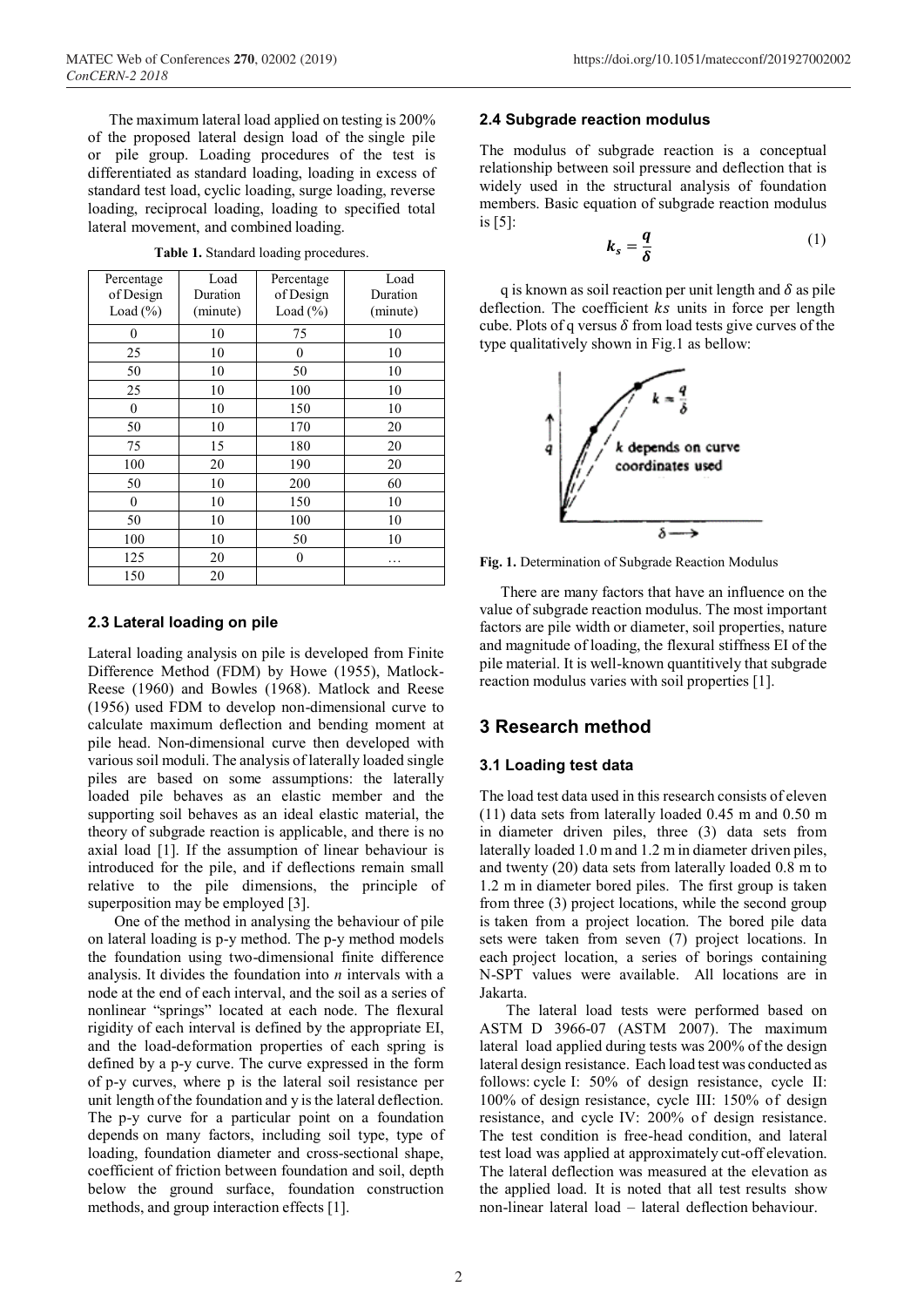The maximum lateral load applied on testing is 200% of the proposed lateral design load of the single pile or pile group. Loading procedures of the test is differentiated as standard loading, loading in excess of standard test load, cyclic loading, surge loading, reverse loading, reciprocal loading, loading to specified total lateral movement, and combined loading.

**Table 1.** Standard loading procedures.

| Percentage of Design Load (%) | Load Duration (minute) | Percentage of Design Load (%) | Load Duration (minute) |
|---|---|---|---|
| 0 | 10 | 75 | 10 |
| 25 | 10 | 0 | 10 |
| 50 | 10 | 50 | 10 |
| 25 | 10 | 100 | 10 |
| 0 | 10 | 150 | 10 |
| 50 | 10 | 170 | 20 |
| 75 | 15 | 180 | 20 |
| 100 | 20 | 190 | 20 |
| 50 | 10 | 200 | 60 |
| 0 | 10 | 150 | 10 |
| 50 | 10 | 100 | 10 |
| 100 | 10 | 50 | 10 |
| 125 | 20 | 0 | … |
| 150 | 20 | | |

### 2.3 Lateral loading on pile

Lateral loading analysis on pile is developed from Finite Difference Method (FDM) by Howe (1955), Matlock-Reese (1960) and Bowles (1968). Matlock and Reese (1956) used FDM to develop non-dimensional curve to calculate maximum deflection and bending moment at pile head. Non-dimensional curve then developed with various soil moduli. The analysis of laterally loaded single piles are based on some assumptions: the laterally loaded pile behaves as an elastic member and the supporting soil behaves as an ideal elastic material, the theory of subgrade reaction is applicable, and there is no axial load [1]. If the assumption of linear behaviour is introduced for the pile, and if deflections remain small relative to the pile dimensions, the principle of superposition may be employed [3].

One of the method in analysing the behaviour of pile on lateral loading is p-y method. The p-y method models the foundation using two-dimensional finite difference analysis. It divides the foundation into *n* intervals with a node at the end of each interval, and the soil as a series of nonlinear "springs" located at each node. The flexural rigidity of each interval is defined by the appropriate EI, and the load-deformation properties of each spring is defined by a p-y curve. The curve expressed in the form of p-y curves, where p is the lateral soil resistance per unit length of the foundation and y is the lateral deflection. The p-y curve for a particular point on a foundation depends on many factors, including soil type, type of loading, foundation diameter and cross-sectional shape, coefficient of friction between foundation and soil, depth below the ground surface, foundation construction methods, and group interaction effects [1].

### 2.4 Subgrade reaction modulus

The modulus of subgrade reaction is a conceptual relationship between soil pressure and deflection that is widely used in the structural analysis of foundation members. Basic equation of subgrade reaction modulus is [5]:

$$k_s = \frac{q}{\delta} \tag{1}$$

q is known as soil reaction per unit length and $\delta$ as pile deflection. The coefficient $ks$ units in force per length cube. Plots of q versus $\delta$ from load tests give curves of the type qualitatively shown in Fig.1 as bellow:

**Fig. 1.** Determination of Subgrade Reaction Modulus

There are many factors that have an influence on the value of subgrade reaction modulus. The most important factors are pile width or diameter, soil properties, nature and magnitude of loading, the flexural stiffness EI of the pile material. It is well-known quantitively that subgrade reaction modulus varies with soil properties [1].

## 3 Research method

### 3.1 Loading test data

The load test data used in this research consists of eleven (11) data sets from laterally loaded 0.45 m and 0.50 m in diameter driven piles, three (3) data sets from laterally loaded 1.0 m and 1.2 m in diameter driven piles, and twenty (20) data sets from laterally loaded 0.8 m to 1.2 m in diameter bored piles. The first group is taken from three (3) project locations, while the second group is taken from a project location. The bored pile data sets were taken from seven (7) project locations. In each project location, a series of borings containing N-SPT values were available. All locations are in Jakarta.

The lateral load tests were performed based on ASTM D 3966-07 (ASTM 2007). The maximum lateral load applied during tests was 200% of the design lateral design resistance. Each load test was conducted as follows: cycle I: 50% of design resistance, cycle II: 100% of design resistance, cycle III: 150% of design resistance, and cycle IV: 200% of design resistance. The test condition is free-head condition, and lateral test load was applied at approximately cut-off elevation. The lateral deflection was measured at the elevation as the applied load. It is noted that all test results show non-linear lateral load – lateral deflection behaviour.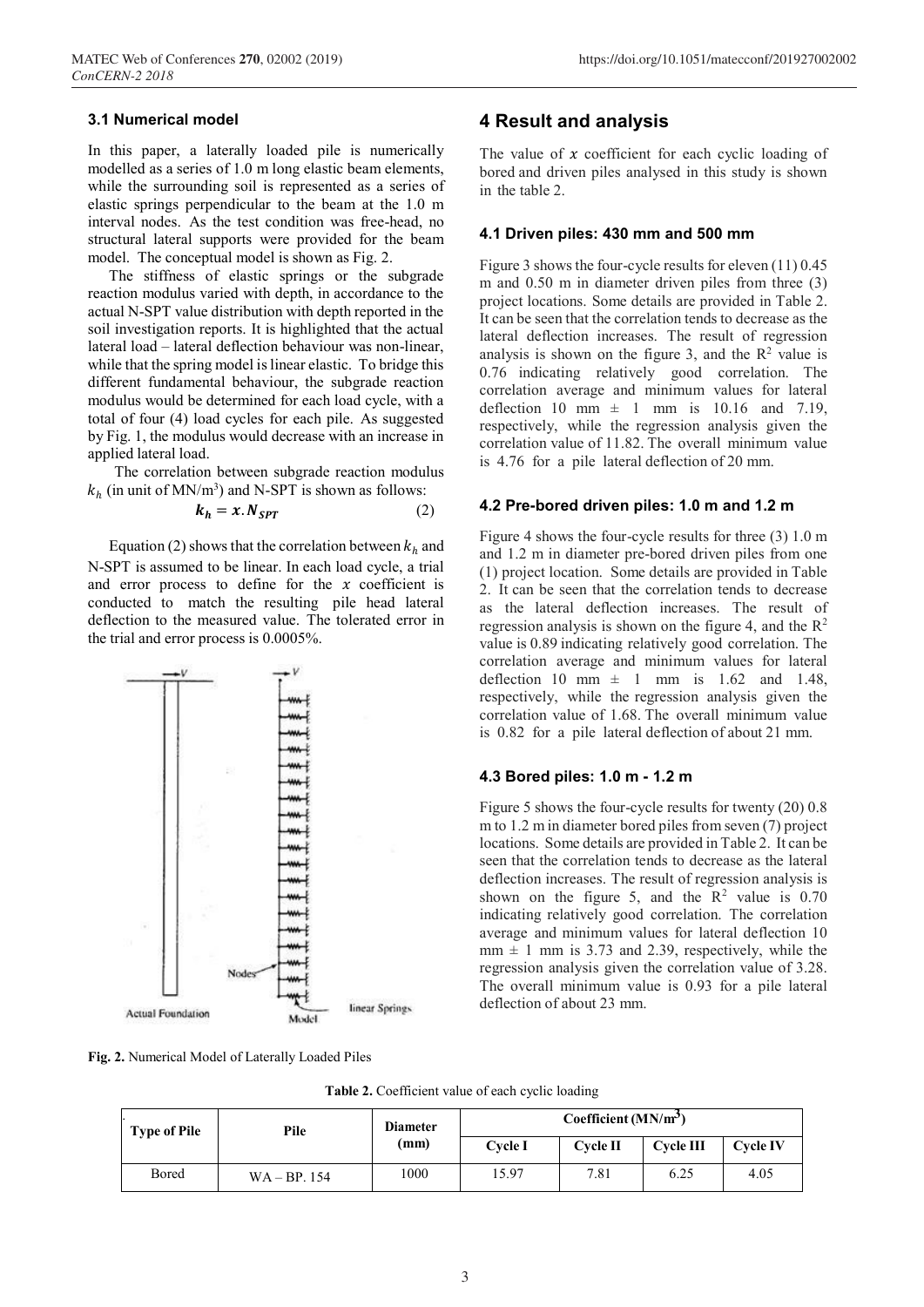### 3.1 Numerical model

In this paper, a laterally loaded pile is numerically modelled as a series of 1.0 m long elastic beam elements, while the surrounding soil is represented as a series of elastic springs perpendicular to the beam at the 1.0 m interval nodes. As the test condition was free-head, no structural lateral supports were provided for the beam model. The conceptual model is shown as Fig. 2.

The stiffness of elastic springs or the subgrade reaction modulus varied with depth, in accordance to the actual N-SPT value distribution with depth reported in the soil investigation reports. It is highlighted that the actual lateral load – lateral deflection behaviour was non-linear, while that the spring model is linear elastic. To bridge this different fundamental behaviour, the subgrade reaction modulus would be determined for each load cycle, with a total of four (4) load cycles for each pile. As suggested by Fig. 1, the modulus would decrease with an increase in applied lateral load.

The correlation between subgrade reaction modulus $k_h$ (in unit of MN/m$^3$) and N-SPT is shown as follows:

$$k_h = x.N_{SPT} \quad (2)$$

Equation (2) shows that the correlation between $k_h$ and N-SPT is assumed to be linear. In each load cycle, a trial and error process to define for the $x$ coefficient is conducted to match the resulting pile head lateral deflection to the measured value. The tolerated error in the trial and error process is 0.0005%.

**Fig. 2.** Numerical Model of Laterally Loaded Piles

## 4 Result and analysis

The value of $x$ coefficient for each cyclic loading of bored and driven piles analysed in this study is shown in the table 2.

### 4.1 Driven piles: 430 mm and 500 mm

Figure 3 shows the four-cycle results for eleven (11) 0.45 m and 0.50 m in diameter driven piles from three (3) project locations. Some details are provided in Table 2. It can be seen that the correlation tends to decrease as the lateral deflection increases. The result of regression analysis is shown on the figure 3, and the $R^2$ value is 0.76 indicating relatively good correlation. The correlation average and minimum values for lateral deflection 10 mm ± 1 mm is 10.16 and 7.19, respectively, while the regression analysis given the correlation value of 11.82. The overall minimum value is 4.76 for a pile lateral deflection of 20 mm.

### 4.2 Pre-bored driven piles: 1.0 m and 1.2 m

Figure 4 shows the four-cycle results for three (3) 1.0 m and 1.2 m in diameter pre-bored driven piles from one (1) project location. Some details are provided in Table 2. It can be seen that the correlation tends to decrease as the lateral deflection increases. The result of regression analysis is shown on the figure 4, and the $R^2$ value is 0.89 indicating relatively good correlation. The correlation average and minimum values for lateral deflection 10 mm ± 1 mm is 1.62 and 1.48, respectively, while the regression analysis given the correlation value of 1.68. The overall minimum value is 0.82 for a pile lateral deflection of about 21 mm.

### 4.3 Bored piles: 1.0 m - 1.2 m

Figure 5 shows the four-cycle results for twenty (20) 0.8 m to 1.2 m in diameter bored piles from seven (7) project locations. Some details are provided in Table 2. It can be seen that the correlation tends to decrease as the lateral deflection increases. The result of regression analysis is shown on the figure 5, and the $R^2$ value is 0.70 indicating relatively good correlation. The correlation average and minimum values for lateral deflection 10 mm ± 1 mm is 3.73 and 2.39, respectively, while the regression analysis given the correlation value of 3.28. The overall minimum value is 0.93 for a pile lateral deflection of about 23 mm.

**Table 2.** Coefficient value of each cyclic loading

| Type of Pile | Pile | Diameter (mm) | Coefficient (MN/m$^3$) | | | |
|---|---|---|---|---|---|---|
| | | | Cycle I | Cycle II | Cycle III | Cycle IV |
| Bored | WA – BP. 154 | 1000 | 15.97 | 7.81 | 6.25 | 4.05 |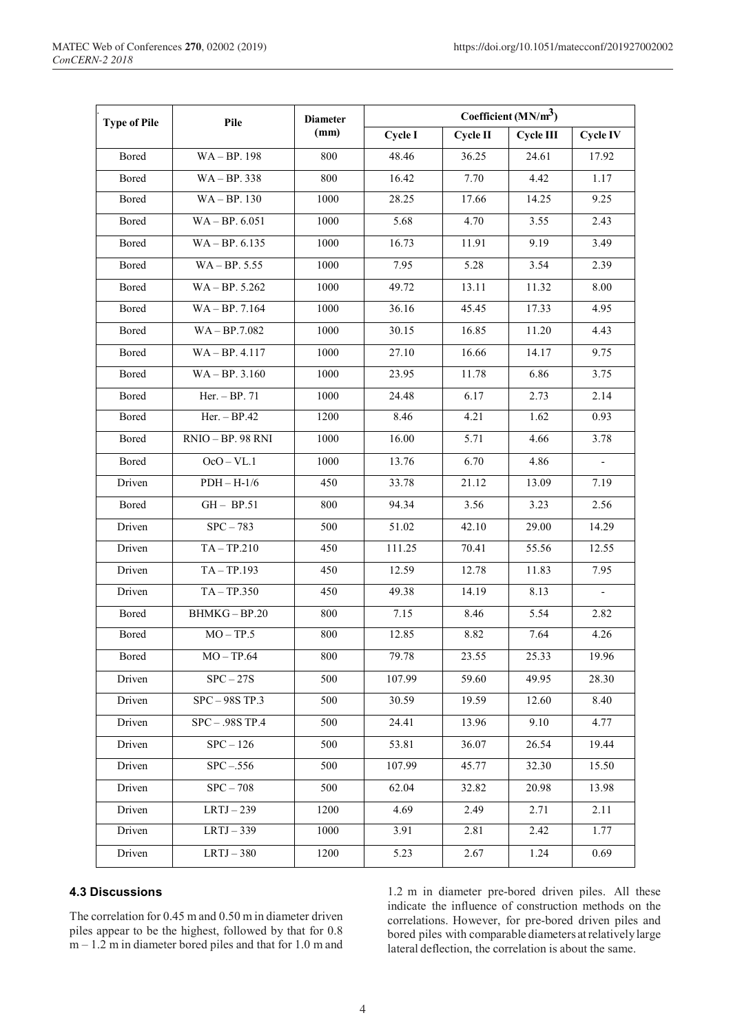| Type of Pile | Pile | Diameter (mm) | Coefficient (MN/m$^3$) | | | |
|---|---|---|---|---|---|---|
| | | | Cycle I | Cycle II | Cycle III | Cycle IV |
| Bored | WA – BP. 198 | 800 | 48.46 | 36.25 | 24.61 | 17.92 |
| Bored | WA – BP. 338 | 800 | 16.42 | 7.70 | 4.42 | 1.17 |
| Bored | WA – BP. 130 | 1000 | 28.25 | 17.66 | 14.25 | 9.25 |
| Bored | WA – BP. 6.051 | 1000 | 5.68 | 4.70 | 3.55 | 2.43 |
| Bored | WA – BP. 6.135 | 1000 | 16.73 | 11.91 | 9.19 | 3.49 |
| Bored | WA – BP. 5.55 | 1000 | 7.95 | 5.28 | 3.54 | 2.39 |
| Bored | WA – BP. 5.262 | 1000 | 49.72 | 13.11 | 11.32 | 8.00 |
| Bored | WA – BP. 7.164 | 1000 | 36.16 | 45.45 | 17.33 | 4.95 |
| Bored | WA – BP.7.082 | 1000 | 30.15 | 16.85 | 11.20 | 4.43 |
| Bored | WA – BP. 4.117 | 1000 | 27.10 | 16.66 | 14.17 | 9.75 |
| Bored | WA – BP. 3.160 | 1000 | 23.95 | 11.78 | 6.86 | 3.75 |
| Bored | Her. – BP. 71 | 1000 | 24.48 | 6.17 | 2.73 | 2.14 |
| Bored | Her. – BP.42 | 1200 | 8.46 | 4.21 | 1.62 | 0.93 |
| Bored | RNIO – BP. 98 RNI | 1000 | 16.00 | 5.71 | 4.66 | 3.78 |
| Bored | OcO – VL.1 | 1000 | 13.76 | 6.70 | 4.86 | - |
| Driven | PDH – H-1/6 | 450 | 33.78 | 21.12 | 13.09 | 7.19 |
| Bored | GH – BP.51 | 800 | 94.34 | 3.56 | 3.23 | 2.56 |
| Driven | SPC – 783 | 500 | 51.02 | 42.10 | 29.00 | 14.29 |
| Driven | TA – TP.210 | 450 | 111.25 | 70.41 | 55.56 | 12.55 |
| Driven | TA – TP.193 | 450 | 12.59 | 12.78 | 11.83 | 7.95 |
| Driven | TA – TP.350 | 450 | 49.38 | 14.19 | 8.13 | - |
| Bored | BHMKG – BP.20 | 800 | 7.15 | 8.46 | 5.54 | 2.82 |
| Bored | MO – TP.5 | 800 | 12.85 | 8.82 | 7.64 | 4.26 |
| Bored | MO – TP.64 | 800 | 79.78 | 23.55 | 25.33 | 19.96 |
| Driven | SPC – 27S | 500 | 107.99 | 59.60 | 49.95 | 28.30 |
| Driven | SPC – 98S TP.3 | 500 | 30.59 | 19.59 | 12.60 | 8.40 |
| Driven | SPC – .98S TP.4 | 500 | 24.41 | 13.96 | 9.10 | 4.77 |
| Driven | SPC – 126 | 500 | 53.81 | 36.07 | 26.54 | 19.44 |
| Driven | SPC –.556 | 500 | 107.99 | 45.77 | 32.30 | 15.50 |
| Driven | SPC – 708 | 500 | 62.04 | 32.82 | 20.98 | 13.98 |
| Driven | LRTJ – 239 | 1200 | 4.69 | 2.49 | 2.71 | 2.11 |
| Driven | LRTJ – 339 | 1000 | 3.91 | 2.81 | 2.42 | 1.77 |
| Driven | LRTJ – 380 | 1200 | 5.23 | 2.67 | 1.24 | 0.69 |

### 4.3 Discussions

The correlation for 0.45 m and 0.50 m in diameter driven piles appear to be the highest, followed by that for 0.8 m – 1.2 m in diameter bored piles and that for 1.0 m and 1.2 m in diameter pre-bored driven piles. All these indicate the influence of construction methods on the correlations. However, for pre-bored driven piles and bored piles with comparable diameters at relatively large lateral deflection, the correlation is about the same.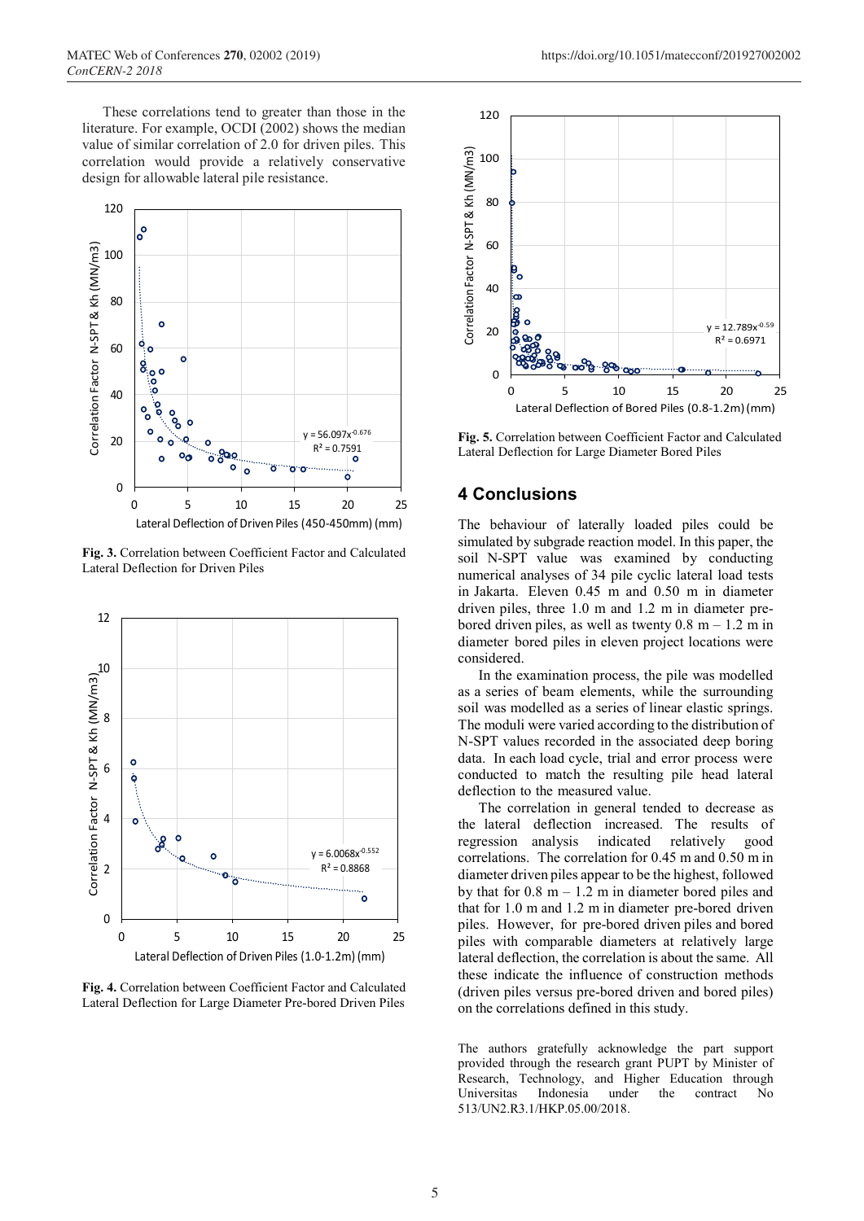These correlations tend to greater than those in the literature. For example, OCDI (2002) shows the median value of similar correlation of 2.0 for driven piles. This correlation would provide a relatively conservative design for allowable lateral pile resistance.

**Fig. 3.** Correlation between Coefficient Factor and Calculated Lateral Deflection for Driven Piles

**Fig. 4.** Correlation between Coefficient Factor and Calculated Lateral Deflection for Large Diameter Pre-bored Driven Piles

**Fig. 5.** Correlation between Coefficient Factor and Calculated Lateral Deflection for Large Diameter Bored Piles

## 4 Conclusions

The behaviour of laterally loaded piles could be simulated by subgrade reaction model. In this paper, the soil N-SPT value was examined by conducting numerical analyses of 34 pile cyclic lateral load tests in Jakarta. Eleven 0.45 m and 0.50 m in diameter driven piles, three 1.0 m and 1.2 m in diameter pre-bored driven piles, as well as twenty 0.8 m – 1.2 m in diameter bored piles in eleven project locations were considered.

In the examination process, the pile was modelled as a series of beam elements, while the surrounding soil was modelled as a series of linear elastic springs. The moduli were varied according to the distribution of N-SPT values recorded in the associated deep boring data. In each load cycle, trial and error process were conducted to match the resulting pile head lateral deflection to the measured value.

The correlation in general tended to decrease as the lateral deflection increased. The results of regression analysis indicated relatively good correlations. The correlation for 0.45 m and 0.50 m in diameter driven piles appear to be the highest, followed by that for 0.8 m – 1.2 m in diameter bored piles and that for 1.0 m and 1.2 m in diameter pre-bored driven piles. However, for pre-bored driven piles and bored piles with comparable diameters at relatively large lateral deflection, the correlation is about the same. All these indicate the influence of construction methods (driven piles versus pre-bored driven and bored piles) on the correlations defined in this study.

The authors gratefully acknowledge the part support provided through the research grant PUPT by Minister of Research, Technology, and Higher Education through Universitas Indonesia under the contract No 513/UN2.R3.1/HKP.05.00/2018.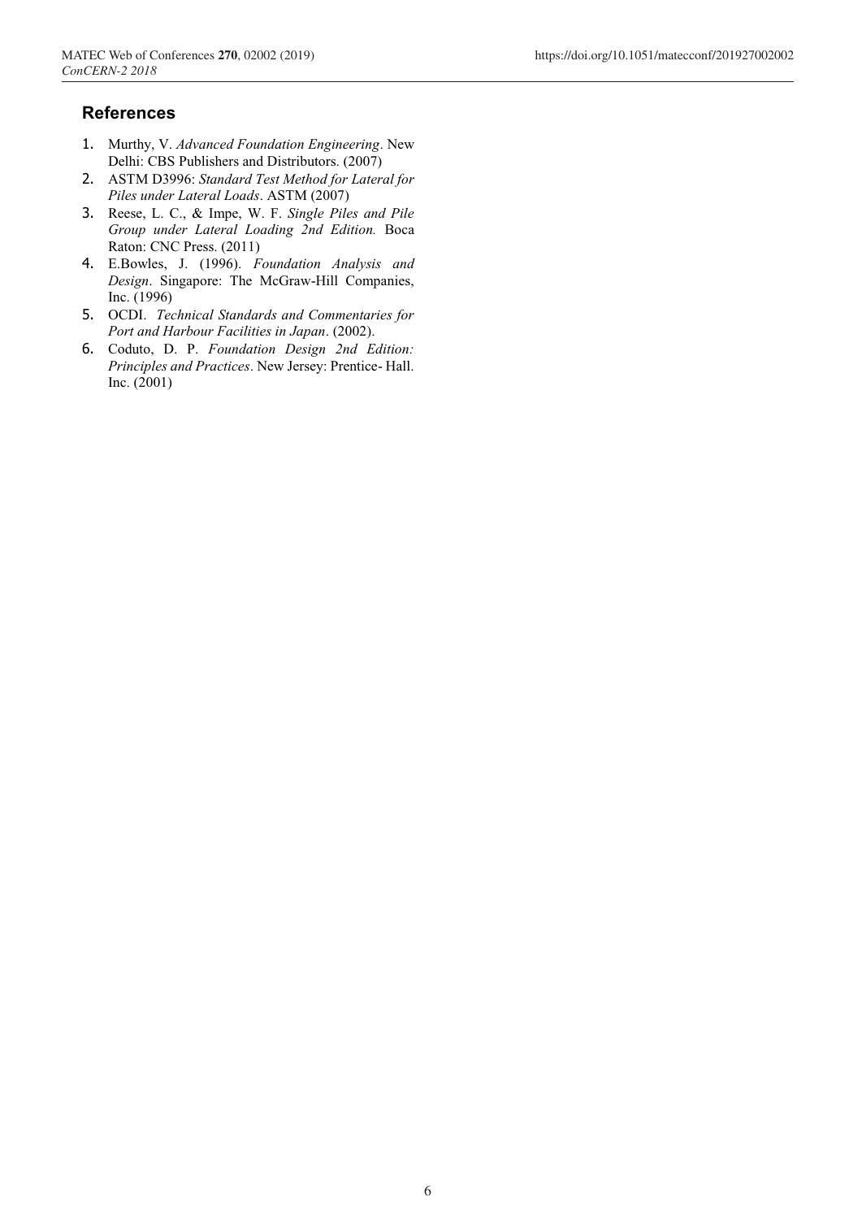## References

1. Murthy, V. *Advanced Foundation Engineering*. New Delhi: CBS Publishers and Distributors. (2007)
2. ASTM D3996: *Standard Test Method for Lateral for Piles under Lateral Loads*. ASTM (2007)
3. Reese, L. C., & Impe, W. F. *Single Piles and Pile Group under Lateral Loading 2nd Edition.* Boca Raton: CNC Press. (2011)
4. E.Bowles, J. (1996). *Foundation Analysis and Design*. Singapore: The McGraw-Hill Companies, Inc. (1996)
5. OCDI. *Technical Standards and Commentaries for Port and Harbour Facilities in Japan*. (2002).
6. Coduto, D. P. *Foundation Design 2nd Edition: Principles and Practices*. New Jersey: Prentice- Hall. Inc. (2001)